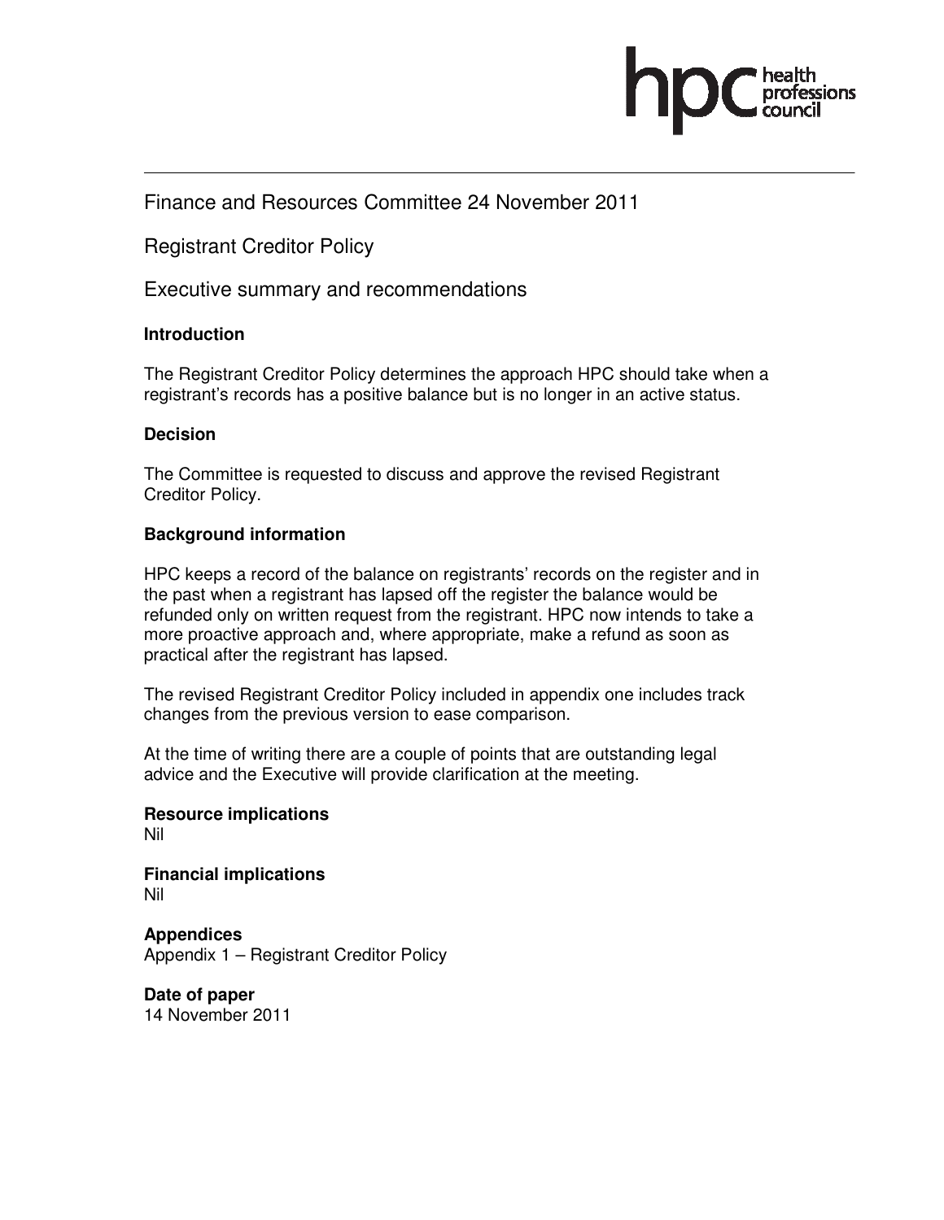Finance and Resources Committee 24 November 2011

Registrant Creditor Policy

Executive summary and recommendations

**Introduction**

The Registrant Creditor Policy determines the approach HPC should take when a registrant's records has a positive balance but is no longer in an active status.

**Decision**

The Committee is requested to discuss and approve the revised Registrant Creditor Policy.

**Background information**

HPC keeps a record of the balance on registrants' records on the register and in the past when a registrant has lapsed off the register the balance would be refunded only on written request from the registrant. HPC now intends to take a more proactive approach and, where appropriate, make a refund as soon as practical after the registrant has lapsed.

The revised Registrant Creditor Policy included in appendix one includes track changes from the previous version to ease comparison.

At the time of writing there are a couple of points that are outstanding legal advice and the Executive will provide clarification at the meeting.

**Resource implications**
Nil

**Financial implications**
Nil

**Appendices**
Appendix 1 – Registrant Creditor Policy

**Date of paper**
14 November 2011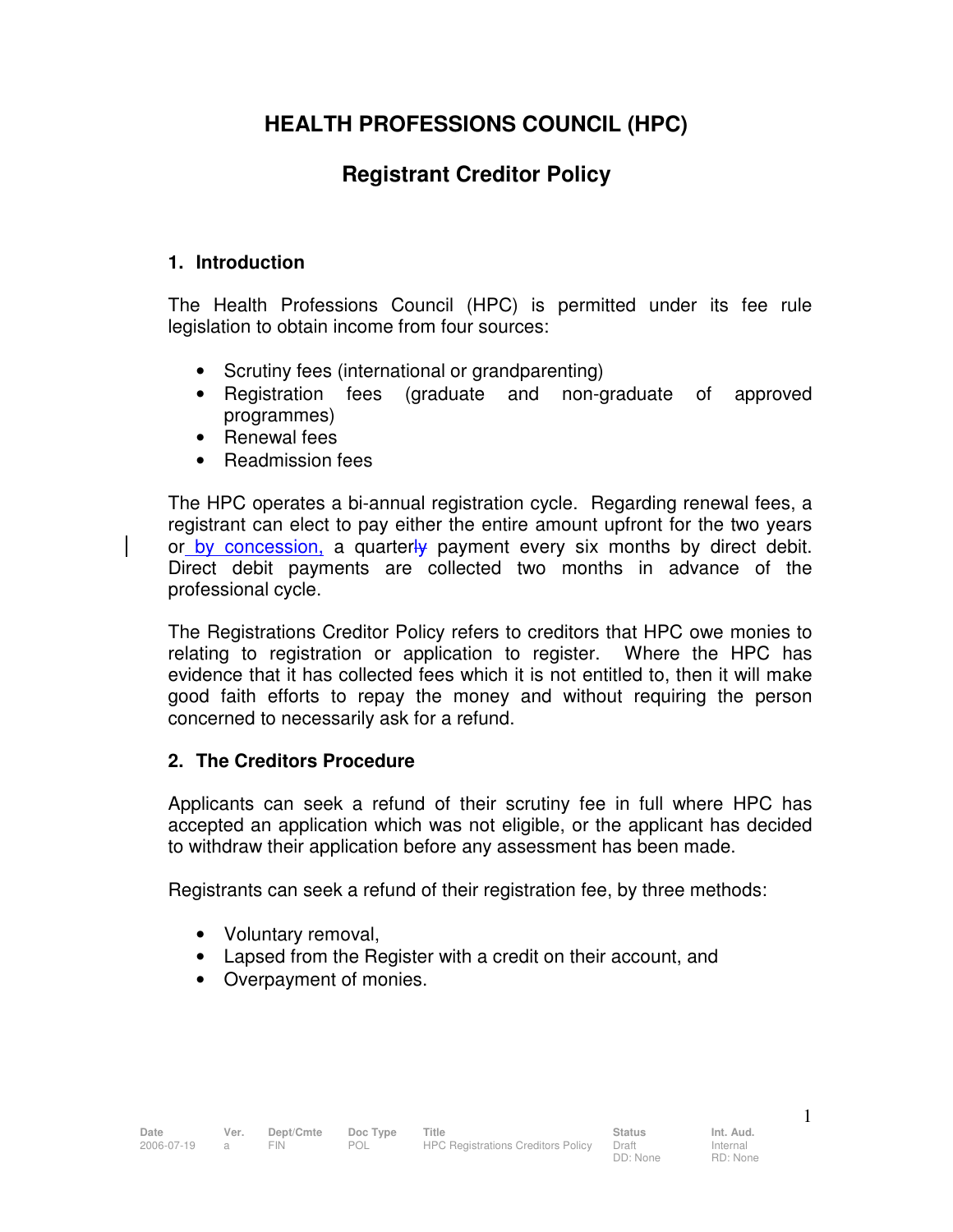# HEALTH PROFESSIONS COUNCIL (HPC)

## Registrant Creditor Policy

### 1. Introduction

The Health Professions Council (HPC) is permitted under its fee rule legislation to obtain income from four sources:

- Scrutiny fees (international or grandparenting)
- Registration fees (graduate and non-graduate of approved programmes)
- Renewal fees
- Readmission fees

The HPC operates a bi-annual registration cycle. Regarding renewal fees, a registrant can elect to pay either the entire amount upfront for the two years or by concession, a quarterly payment every six months by direct debit. Direct debit payments are collected two months in advance of the professional cycle.

The Registrations Creditor Policy refers to creditors that HPC owe monies to relating to registration or application to register. Where the HPC has evidence that it has collected fees which it is not entitled to, then it will make good faith efforts to repay the money and without requiring the person concerned to necessarily ask for a refund.

### 2. The Creditors Procedure

Applicants can seek a refund of their scrutiny fee in full where HPC has accepted an application which was not eligible, or the applicant has decided to withdraw their application before any assessment has been made.

Registrants can seek a refund of their registration fee, by three methods:

- Voluntary removal,
- Lapsed from the Register with a credit on their account, and
- Overpayment of monies.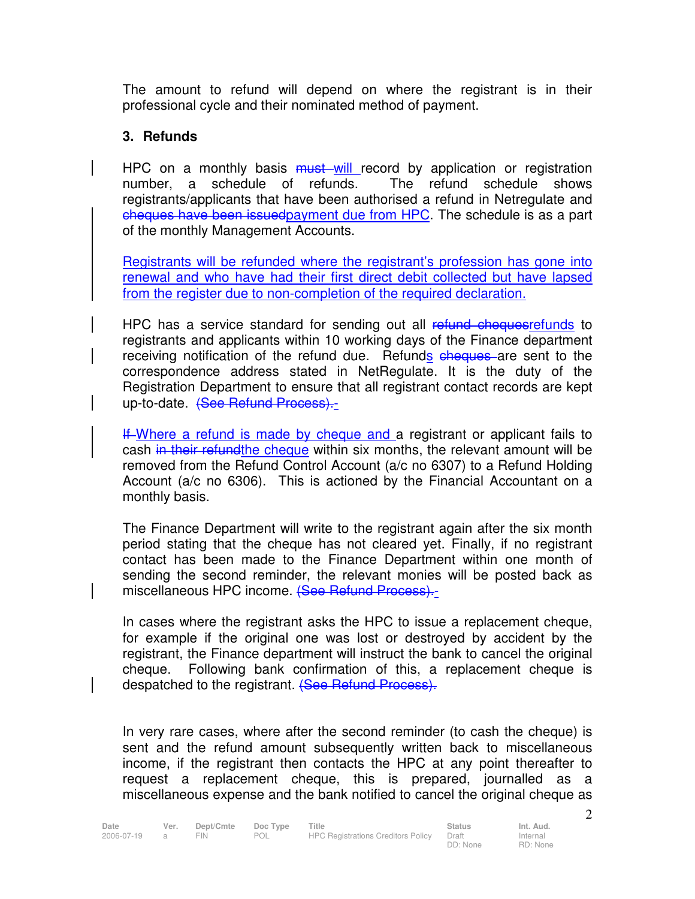The amount to refund will depend on where the registrant is in their professional cycle and their nominated method of payment.

## 3. Refunds

HPC on a monthly basis ~~must~~ will record by application or registration number, a schedule of refunds. The refund schedule shows registrants/applicants that have been authorised a refund in Netregulate and ~~cheques have been issued~~payment due from HPC. The schedule is as a part of the monthly Management Accounts.

Registrants will be refunded where the registrant's profession has gone into renewal and who have had their first direct debit collected but have lapsed from the register due to non-completion of the required declaration.

HPC has a service standard for sending out all ~~refund cheques~~refunds to registrants and applicants within 10 working days of the Finance department receiving notification of the refund due. Refunds ~~cheques~~ are sent to the correspondence address stated in NetRegulate. It is the duty of the Registration Department to ensure that all registrant contact records are kept up-to-date. ~~(See Refund Process).~~

~~If~~ Where a refund is made by cheque and a registrant or applicant fails to cash ~~in their refund~~the cheque within six months, the relevant amount will be removed from the Refund Control Account (a/c no 6307) to a Refund Holding Account (a/c no 6306). This is actioned by the Financial Accountant on a monthly basis.

The Finance Department will write to the registrant again after the six month period stating that the cheque has not cleared yet. Finally, if no registrant contact has been made to the Finance Department within one month of sending the second reminder, the relevant monies will be posted back as miscellaneous HPC income. ~~(See Refund Process).~~

In cases where the registrant asks the HPC to issue a replacement cheque, for example if the original one was lost or destroyed by accident by the registrant, the Finance department will instruct the bank to cancel the original cheque. Following bank confirmation of this, a replacement cheque is despatched to the registrant. ~~(See Refund Process).~~

In very rare cases, where after the second reminder (to cash the cheque) is sent and the refund amount subsequently written back to miscellaneous income, if the registrant then contacts the HPC at any point thereafter to request a replacement cheque, this is prepared, journalled as a miscellaneous expense and the bank notified to cancel the original cheque as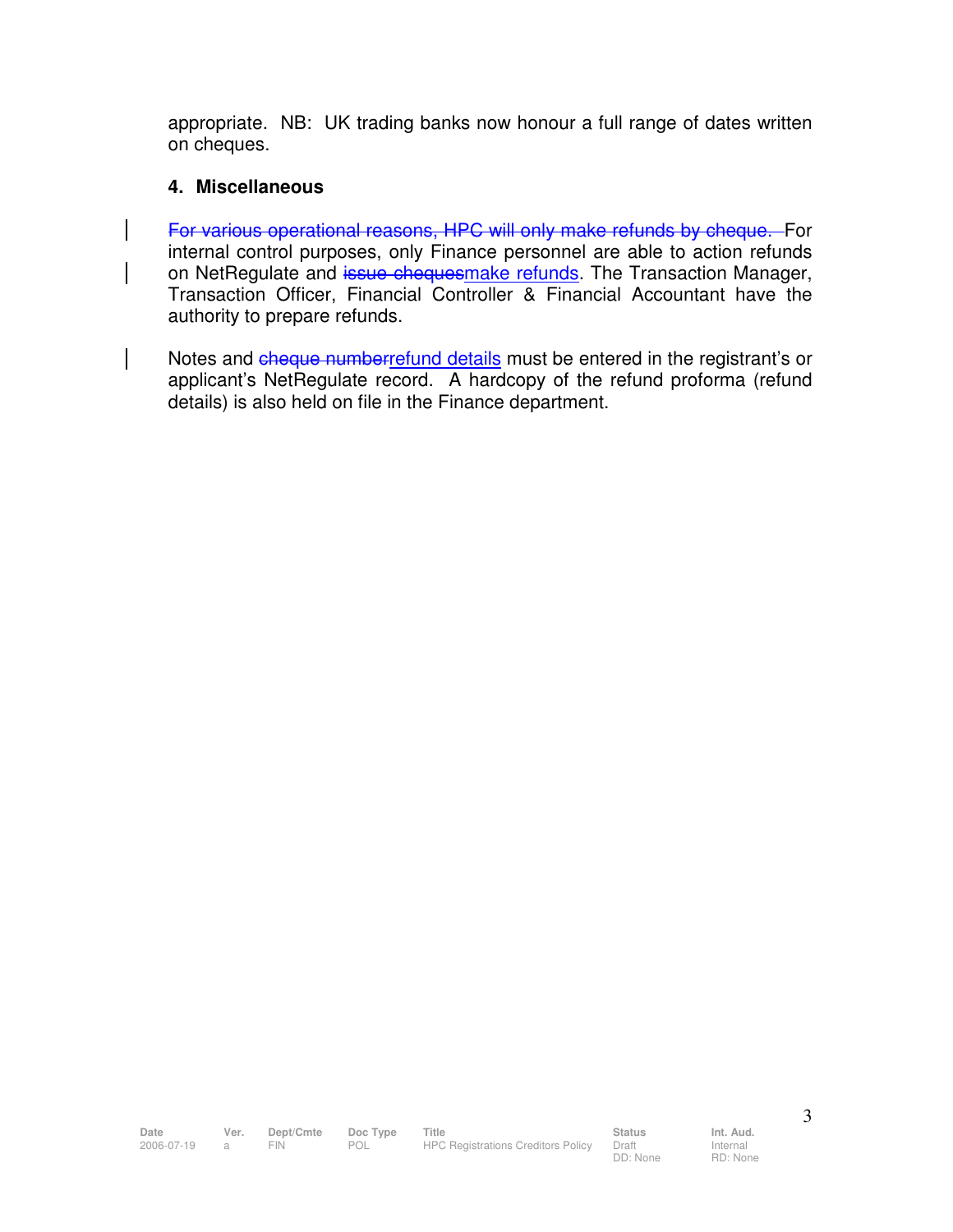appropriate. NB: UK trading banks now honour a full range of dates written on cheques.

**4. Miscellaneous**

~~For various operational reasons, HPC will only make refunds by cheque.~~ For internal control purposes, only Finance personnel are able to action refunds on NetRegulate and ~~issue cheques~~make refunds. The Transaction Manager, Transaction Officer, Financial Controller & Financial Accountant have the authority to prepare refunds.

Notes and ~~cheque number~~refund details must be entered in the registrant's or applicant's NetRegulate record. A hardcopy of the refund proforma (refund details) is also held on file in the Finance department.